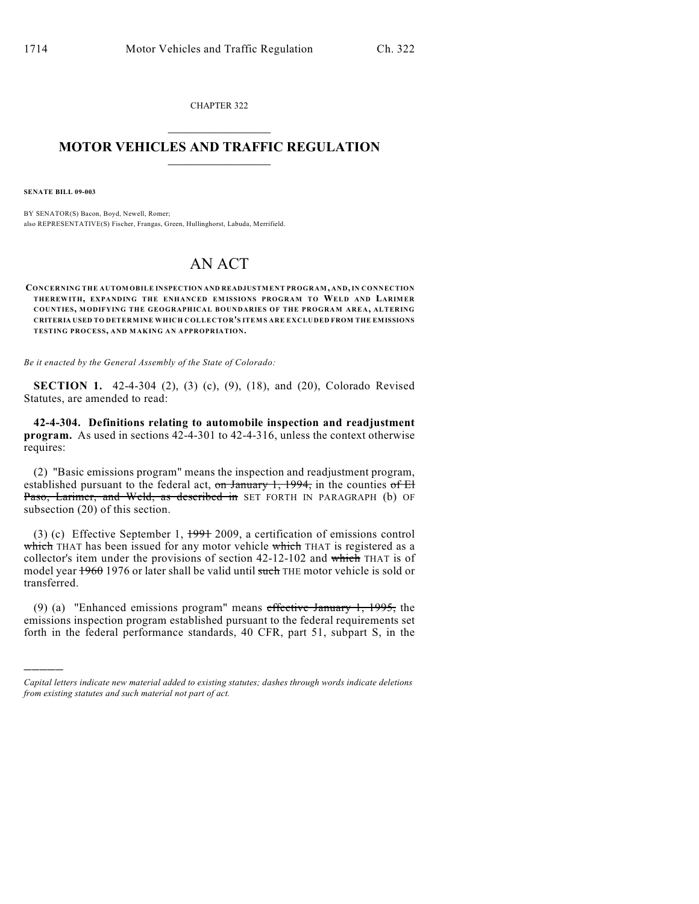CHAPTER 322

# MOTOR VEHICLES AND TRAFFIC REGULATION

**SENATE BILL 09-003**

BY SENATOR(S) Bacon, Boyd, Newell, Romer;
also REPRESENTATIVE(S) Fischer, Frangas, Green, Hullinghorst, Labuda, Merrifield.

# AN ACT

**CONCERNING THE AUTOMOBILE INSPECTION AND READJUSTMENT PROGRAM, AND, IN CONNECTION THEREWITH, EXPANDING THE ENHANCED EMISSIONS PROGRAM TO WELD AND LARIMER COUNTIES, MODIFYING THE GEOGRAPHICAL BOUNDARIES OF THE PROGRAM AREA, ALTERING CRITERIA USED TO DETERMINE WHICH COLLECTOR'S ITEMS ARE EXCLUDED FROM THE EMISSIONS TESTING PROCESS, AND MAKING AN APPROPRIATION.**

*Be it enacted by the General Assembly of the State of Colorado:*

**SECTION 1.** 42-4-304 (2), (3) (c), (9), (18), and (20), Colorado Revised Statutes, are amended to read:

**42-4-304. Definitions relating to automobile inspection and readjustment program.** As used in sections 42-4-301 to 42-4-316, unless the context otherwise requires:

(2) "Basic emissions program" means the inspection and readjustment program, established pursuant to the federal act, ~~on January 1, 1994,~~ in the counties ~~of El Paso, Larimer, and Weld, as described in~~ SET FORTH IN PARAGRAPH (b) OF subsection (20) of this section.

(3) (c) Effective September 1, ~~1991~~ 2009, a certification of emissions control ~~which~~ THAT has been issued for any motor vehicle ~~which~~ THAT is registered as a collector's item under the provisions of section 42-12-102 and ~~which~~ THAT is of model year ~~1960~~ 1976 or later shall be valid until ~~such~~ THE motor vehicle is sold or transferred.

(9) (a) "Enhanced emissions program" means ~~effective January 1, 1995,~~ the emissions inspection program established pursuant to the federal requirements set forth in the federal performance standards, 40 CFR, part 51, subpart S, in the

*Capital letters indicate new material added to existing statutes; dashes through words indicate deletions from existing statutes and such material not part of act.*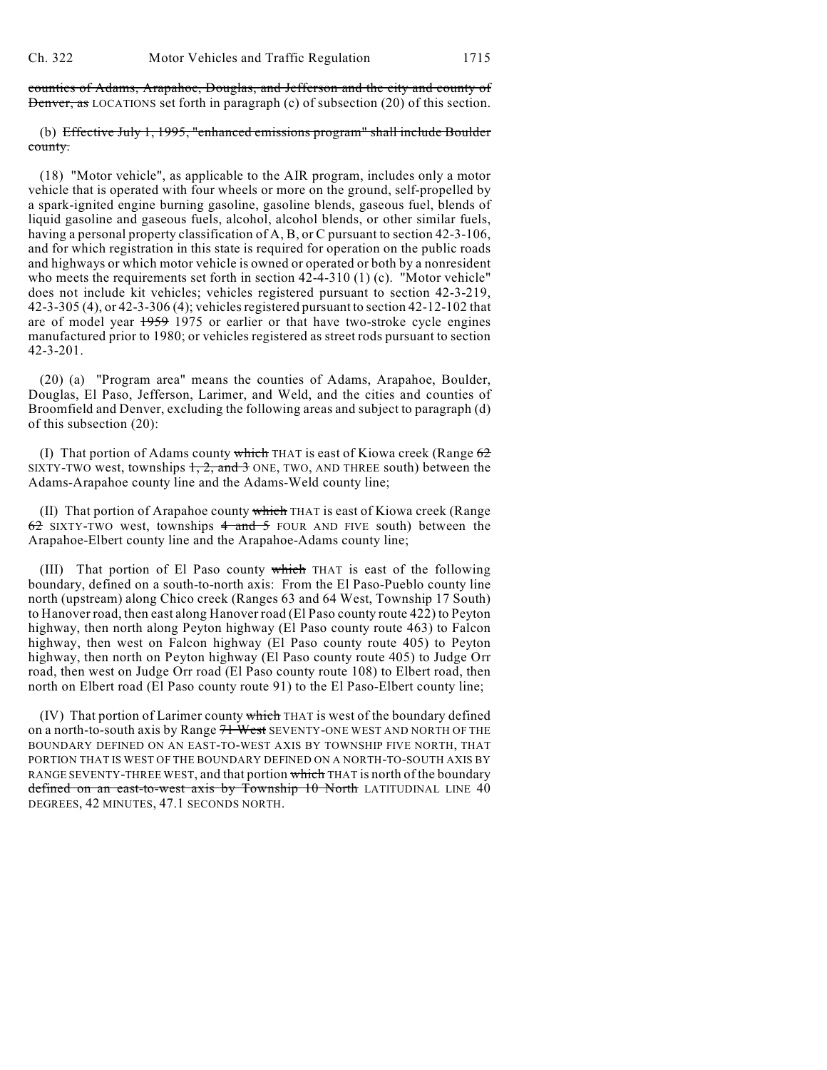~~counties of Adams, Arapahoe, Douglas, and Jefferson and the city and county of Denver, as~~ LOCATIONS set forth in paragraph (c) of subsection (20) of this section.

(b) ~~Effective July 1, 1995, "enhanced emissions program" shall include Boulder county.~~

(18) "Motor vehicle", as applicable to the AIR program, includes only a motor vehicle that is operated with four wheels or more on the ground, self-propelled by a spark-ignited engine burning gasoline, gasoline blends, gaseous fuel, blends of liquid gasoline and gaseous fuels, alcohol, alcohol blends, or other similar fuels, having a personal property classification of A, B, or C pursuant to section 42-3-106, and for which registration in this state is required for operation on the public roads and highways or which motor vehicle is owned or operated or both by a nonresident who meets the requirements set forth in section 42-4-310 (1) (c). "Motor vehicle" does not include kit vehicles; vehicles registered pursuant to section 42-3-219, 42-3-305 (4), or 42-3-306 (4); vehicles registered pursuant to section 42-12-102 that are of model year ~~1959~~ 1975 or earlier or that have two-stroke cycle engines manufactured prior to 1980; or vehicles registered as street rods pursuant to section 42-3-201.

(20) (a) "Program area" means the counties of Adams, Arapahoe, Boulder, Douglas, El Paso, Jefferson, Larimer, and Weld, and the cities and counties of Broomfield and Denver, excluding the following areas and subject to paragraph (d) of this subsection (20):

(I) That portion of Adams county ~~which~~ THAT is east of Kiowa creek (Range ~~62~~ SIXTY-TWO west, townships ~~1, 2, and 3~~ ONE, TWO, AND THREE south) between the Adams-Arapahoe county line and the Adams-Weld county line;

(II) That portion of Arapahoe county ~~which~~ THAT is east of Kiowa creek (Range ~~62~~ SIXTY-TWO west, townships ~~4 and 5~~ FOUR AND FIVE south) between the Arapahoe-Elbert county line and the Arapahoe-Adams county line;

(III) That portion of El Paso county ~~which~~ THAT is east of the following boundary, defined on a south-to-north axis: From the El Paso-Pueblo county line north (upstream) along Chico creek (Ranges 63 and 64 West, Township 17 South) to Hanover road, then east along Hanover road (El Paso county route 422) to Peyton highway, then north along Peyton highway (El Paso county route 463) to Falcon highway, then west on Falcon highway (El Paso county route 405) to Peyton highway, then north on Peyton highway (El Paso county route 405) to Judge Orr road, then west on Judge Orr road (El Paso county route 108) to Elbert road, then north on Elbert road (El Paso county route 91) to the El Paso-Elbert county line;

(IV) That portion of Larimer county ~~which~~ THAT is west of the boundary defined on a north-to-south axis by Range ~~71 West~~ SEVENTY-ONE WEST AND NORTH OF THE BOUNDARY DEFINED ON AN EAST-TO-WEST AXIS BY TOWNSHIP FIVE NORTH, THAT PORTION THAT IS WEST OF THE BOUNDARY DEFINED ON A NORTH-TO-SOUTH AXIS BY RANGE SEVENTY-THREE WEST, and that portion ~~which~~ THAT is north of the boundary ~~defined on an east-to-west axis by Township 10 North~~ LATITUDINAL LINE 40 DEGREES, 42 MINUTES, 47.1 SECONDS NORTH.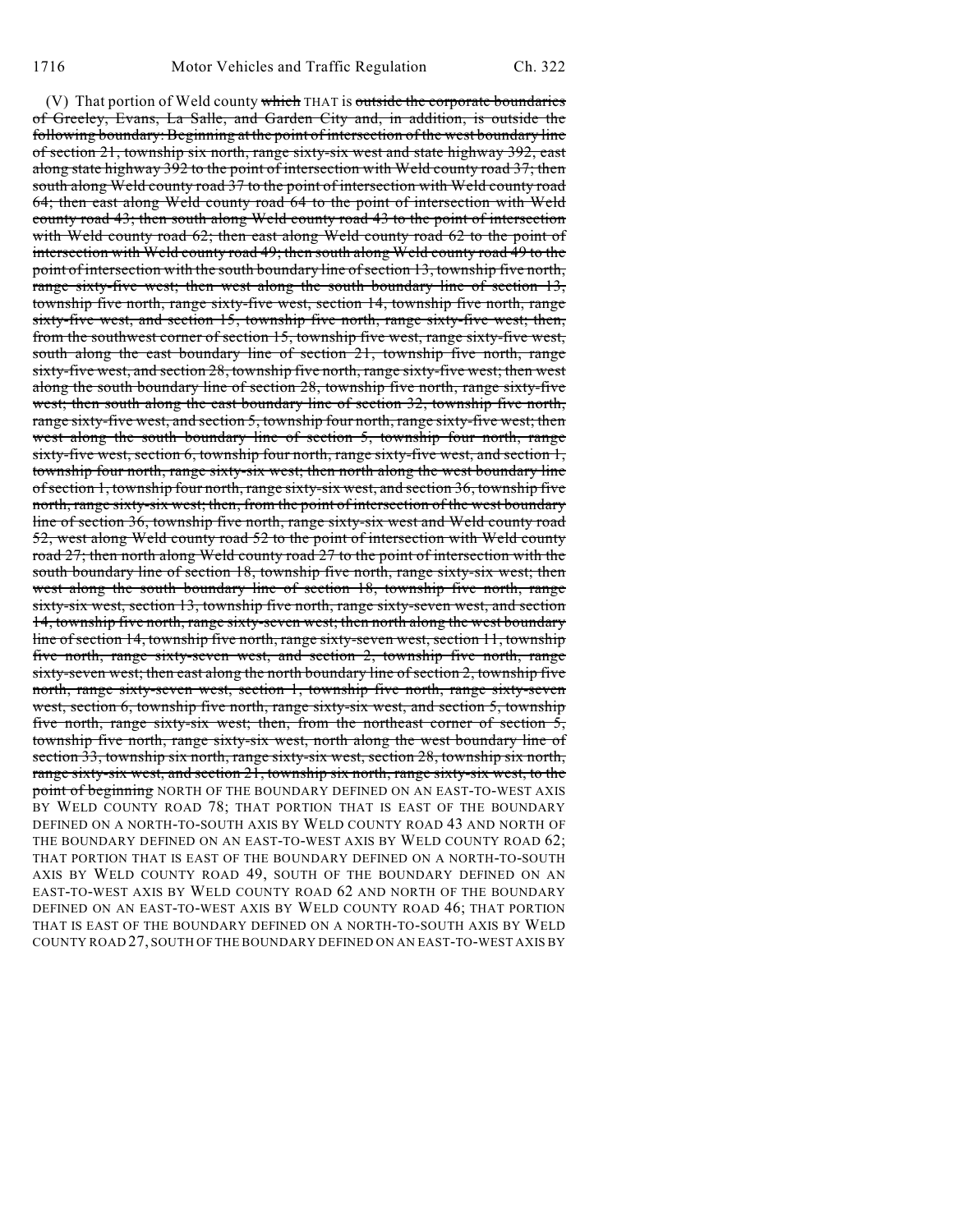(V) That portion of Weld county ~~which~~ THAT is ~~outside the corporate boundaries of Greeley, Evans, La Salle, and Garden City and, in addition, is outside the following boundary: Beginning at the point of intersection of the west boundary line of section 21, township six north, range sixty-six west and state highway 392, east along state highway 392 to the point of intersection with Weld county road 37; then south along Weld county road 37 to the point of intersection with Weld county road 64; then east along Weld county road 64 to the point of intersection with Weld county road 43; then south along Weld county road 43 to the point of intersection with Weld county road 62; then east along Weld county road 62 to the point of intersection with Weld county road 49; then south along Weld county road 49 to the point of intersection with the south boundary line of section 13, township five north, range sixty-five west; then west along the south boundary line of section 13, township five north, range sixty-five west, section 14, township five north, range sixty-five west, and section 15, township five north, range sixty-five west; then, from the southwest corner of section 15, township five west, range sixty-five west, south along the east boundary line of section 21, township five north, range sixty-five west, and section 28, township five north, range sixty-five west; then west along the south boundary line of section 28, township five north, range sixty-five west; then south along the east boundary line of section 32, township five north, range sixty-five west, and section 5, township four north, range sixty-five west; then west along the south boundary line of section 5, township four north, range sixty-five west, section 6, township four north, range sixty-five west, and section 1, township four north, range sixty-six west; then north along the west boundary line of section 1, township four north, range sixty-six west, and section 36, township five north, range sixty-six west; then, from the point of intersection of the west boundary line of section 36, township five north, range sixty-six west and Weld county road 52, west along Weld county road 52 to the point of intersection with Weld county road 27; then north along Weld county road 27 to the point of intersection with the south boundary line of section 18, township five north, range sixty-six west; then west along the south boundary line of section 18, township five north, range sixty-six west, section 13, township five north, range sixty-seven west, and section 14, township five north, range sixty-seven west; then north along the west boundary line of section 14, township five north, range sixty-seven west, section 11, township five north, range sixty-seven west, and section 2, township five north, range sixty-seven west; then east along the north boundary line of section 2, township five north, range sixty-seven west, section 1, township five north, range sixty-seven west, section 6, township five north, range sixty-six west, and section 5, township five north, range sixty-six west; then, from the northeast corner of section 5, township five north, range sixty-six west, north along the west boundary line of section 33, township six north, range sixty-six west, section 28, township six north, range sixty-six west, and section 21, township six north, range sixty-six west, to the point of beginning~~ NORTH OF THE BOUNDARY DEFINED ON AN EAST-TO-WEST AXIS BY WELD COUNTY ROAD 78; THAT PORTION THAT IS EAST OF THE BOUNDARY DEFINED ON A NORTH-TO-SOUTH AXIS BY WELD COUNTY ROAD 43 AND NORTH OF THE BOUNDARY DEFINED ON AN EAST-TO-WEST AXIS BY WELD COUNTY ROAD 62; THAT PORTION THAT IS EAST OF THE BOUNDARY DEFINED ON A NORTH-TO-SOUTH AXIS BY WELD COUNTY ROAD 49, SOUTH OF THE BOUNDARY DEFINED ON AN EAST-TO-WEST AXIS BY WELD COUNTY ROAD 62 AND NORTH OF THE BOUNDARY DEFINED ON AN EAST-TO-WEST AXIS BY WELD COUNTY ROAD 46; THAT PORTION THAT IS EAST OF THE BOUNDARY DEFINED ON A NORTH-TO-SOUTH AXIS BY WELD COUNTY ROAD 27, SOUTH OF THE BOUNDARY DEFINED ON AN EAST-TO-WEST AXIS BY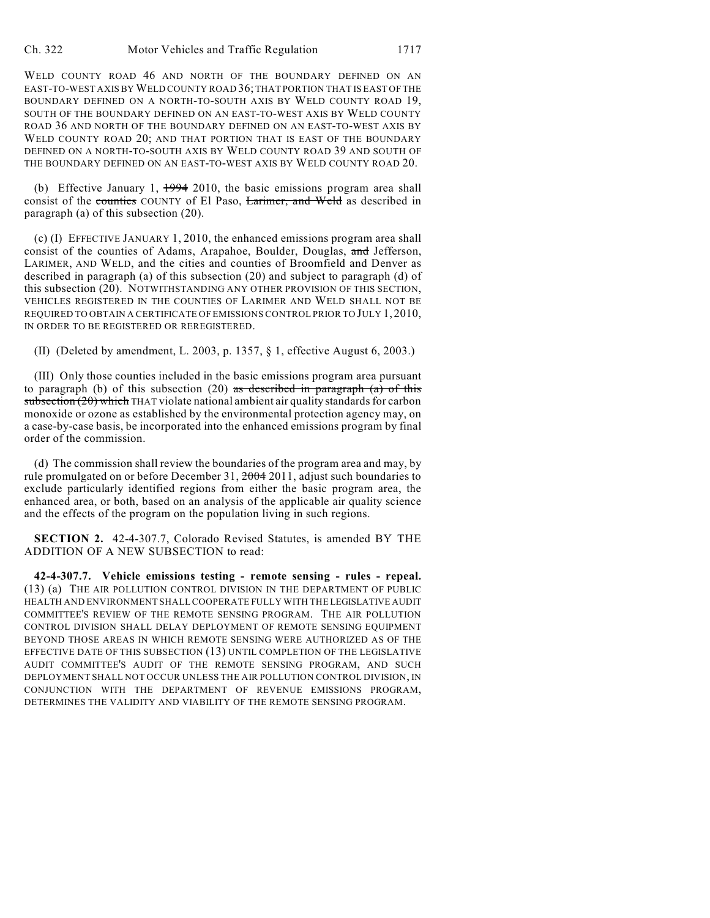WELD COUNTY ROAD 46 AND NORTH OF THE BOUNDARY DEFINED ON AN EAST-TO-WEST AXIS BY WELD COUNTY ROAD 36; THAT PORTION THAT IS EAST OF THE BOUNDARY DEFINED ON A NORTH-TO-SOUTH AXIS BY WELD COUNTY ROAD 19, SOUTH OF THE BOUNDARY DEFINED ON AN EAST-TO-WEST AXIS BY WELD COUNTY ROAD 36 AND NORTH OF THE BOUNDARY DEFINED ON AN EAST-TO-WEST AXIS BY WELD COUNTY ROAD 20; AND THAT PORTION THAT IS EAST OF THE BOUNDARY DEFINED ON A NORTH-TO-SOUTH AXIS BY WELD COUNTY ROAD 39 AND SOUTH OF THE BOUNDARY DEFINED ON AN EAST-TO-WEST AXIS BY WELD COUNTY ROAD 20.

(b) Effective January 1, ~~1994~~ 2010, the basic emissions program area shall consist of the ~~counties~~ COUNTY of El Paso, ~~Larimer, and Weld~~ as described in paragraph (a) of this subsection (20).

(c) (I) EFFECTIVE JANUARY 1, 2010, the enhanced emissions program area shall consist of the counties of Adams, Arapahoe, Boulder, Douglas, ~~and~~ Jefferson, LARIMER, AND WELD, and the cities and counties of Broomfield and Denver as described in paragraph (a) of this subsection (20) and subject to paragraph (d) of this subsection (20). NOTWITHSTANDING ANY OTHER PROVISION OF THIS SECTION, VEHICLES REGISTERED IN THE COUNTIES OF LARIMER AND WELD SHALL NOT BE REQUIRED TO OBTAIN A CERTIFICATE OF EMISSIONS CONTROL PRIOR TO JULY 1, 2010, IN ORDER TO BE REGISTERED OR REREGISTERED.

(II) (Deleted by amendment, L. 2003, p. 1357, § 1, effective August 6, 2003.)

(III) Only those counties included in the basic emissions program area pursuant to paragraph (b) of this subsection (20) ~~as described in paragraph (a) of this subsection (20) which~~ THAT violate national ambient air quality standards for carbon monoxide or ozone as established by the environmental protection agency may, on a case-by-case basis, be incorporated into the enhanced emissions program by final order of the commission.

(d) The commission shall review the boundaries of the program area and may, by rule promulgated on or before December 31, ~~2004~~ 2011, adjust such boundaries to exclude particularly identified regions from either the basic program area, the enhanced area, or both, based on an analysis of the applicable air quality science and the effects of the program on the population living in such regions.

**SECTION 2.** 42-4-307.7, Colorado Revised Statutes, is amended BY THE ADDITION OF A NEW SUBSECTION to read:

**42-4-307.7. Vehicle emissions testing - remote sensing - rules - repeal.** (13) (a) THE AIR POLLUTION CONTROL DIVISION IN THE DEPARTMENT OF PUBLIC HEALTH AND ENVIRONMENT SHALL COOPERATE FULLY WITH THE LEGISLATIVE AUDIT COMMITTEE'S REVIEW OF THE REMOTE SENSING PROGRAM. THE AIR POLLUTION CONTROL DIVISION SHALL DELAY DEPLOYMENT OF REMOTE SENSING EQUIPMENT BEYOND THOSE AREAS IN WHICH REMOTE SENSING WERE AUTHORIZED AS OF THE EFFECTIVE DATE OF THIS SUBSECTION (13) UNTIL COMPLETION OF THE LEGISLATIVE AUDIT COMMITTEE'S AUDIT OF THE REMOTE SENSING PROGRAM, AND SUCH DEPLOYMENT SHALL NOT OCCUR UNLESS THE AIR POLLUTION CONTROL DIVISION, IN CONJUNCTION WITH THE DEPARTMENT OF REVENUE EMISSIONS PROGRAM, DETERMINES THE VALIDITY AND VIABILITY OF THE REMOTE SENSING PROGRAM.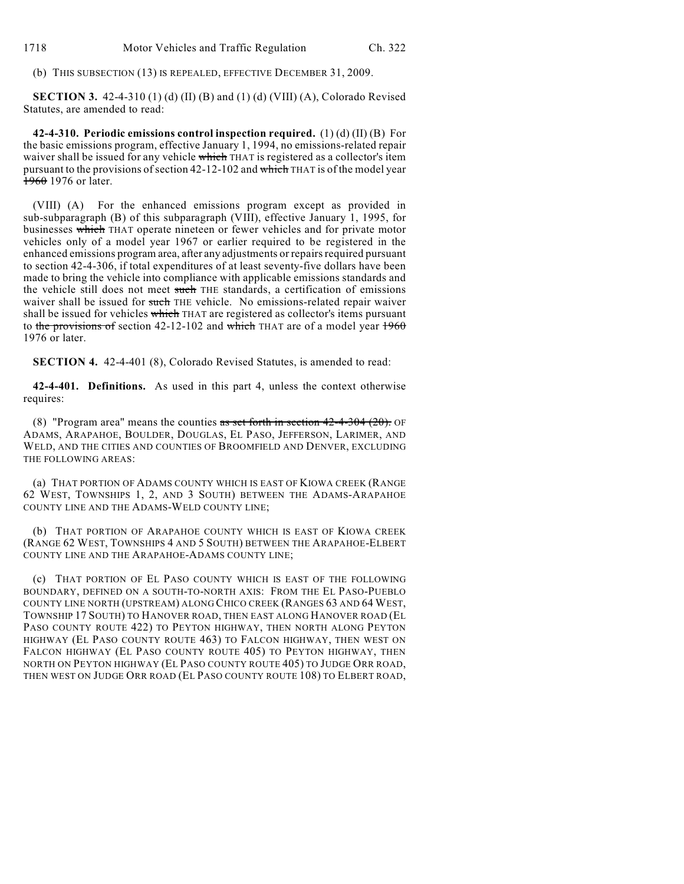(b) THIS SUBSECTION (13) IS REPEALED, EFFECTIVE DECEMBER 31, 2009.

**SECTION 3.** 42-4-310 (1) (d) (II) (B) and (1) (d) (VIII) (A), Colorado Revised Statutes, are amended to read:

**42-4-310. Periodic emissions control inspection required.** (1) (d) (II) (B) For the basic emissions program, effective January 1, 1994, no emissions-related repair waiver shall be issued for any vehicle ~~which~~ THAT is registered as a collector's item pursuant to the provisions of section 42-12-102 and ~~which~~ THAT is of the model year ~~1960~~ 1976 or later.

(VIII) (A) For the enhanced emissions program except as provided in sub-subparagraph (B) of this subparagraph (VIII), effective January 1, 1995, for businesses ~~which~~ THAT operate nineteen or fewer vehicles and for private motor vehicles only of a model year 1967 or earlier required to be registered in the enhanced emissions program area, after any adjustments or repairs required pursuant to section 42-4-306, if total expenditures of at least seventy-five dollars have been made to bring the vehicle into compliance with applicable emissions standards and the vehicle still does not meet ~~such~~ THE standards, a certification of emissions waiver shall be issued for ~~such~~ THE vehicle. No emissions-related repair waiver shall be issued for vehicles ~~which~~ THAT are registered as collector's items pursuant to ~~the provisions of~~ section 42-12-102 and ~~which~~ THAT are of a model year ~~1960~~ 1976 or later.

**SECTION 4.** 42-4-401 (8), Colorado Revised Statutes, is amended to read:

**42-4-401. Definitions.** As used in this part 4, unless the context otherwise requires:

(8) "Program area" means the counties ~~as set forth in section 42-4-304 (20).~~ OF ADAMS, ARAPAHOE, BOULDER, DOUGLAS, EL PASO, JEFFERSON, LARIMER, AND WELD, AND THE CITIES AND COUNTIES OF BROOMFIELD AND DENVER, EXCLUDING THE FOLLOWING AREAS:

(a) THAT PORTION OF ADAMS COUNTY WHICH IS EAST OF KIOWA CREEK (RANGE 62 WEST, TOWNSHIPS 1, 2, AND 3 SOUTH) BETWEEN THE ADAMS-ARAPAHOE COUNTY LINE AND THE ADAMS-WELD COUNTY LINE;

(b) THAT PORTION OF ARAPAHOE COUNTY WHICH IS EAST OF KIOWA CREEK (RANGE 62 WEST, TOWNSHIPS 4 AND 5 SOUTH) BETWEEN THE ARAPAHOE-ELBERT COUNTY LINE AND THE ARAPAHOE-ADAMS COUNTY LINE;

(c) THAT PORTION OF EL PASO COUNTY WHICH IS EAST OF THE FOLLOWING BOUNDARY, DEFINED ON A SOUTH-TO-NORTH AXIS: FROM THE EL PASO-PUEBLO COUNTY LINE NORTH (UPSTREAM) ALONG CHICO CREEK (RANGES 63 AND 64 WEST, TOWNSHIP 17 SOUTH) TO HANOVER ROAD, THEN EAST ALONG HANOVER ROAD (EL PASO COUNTY ROUTE 422) TO PEYTON HIGHWAY, THEN NORTH ALONG PEYTON HIGHWAY (EL PASO COUNTY ROUTE 463) TO FALCON HIGHWAY, THEN WEST ON FALCON HIGHWAY (EL PASO COUNTY ROUTE 405) TO PEYTON HIGHWAY, THEN NORTH ON PEYTON HIGHWAY (EL PASO COUNTY ROUTE 405) TO JUDGE ORR ROAD, THEN WEST ON JUDGE ORR ROAD (EL PASO COUNTY ROUTE 108) TO ELBERT ROAD,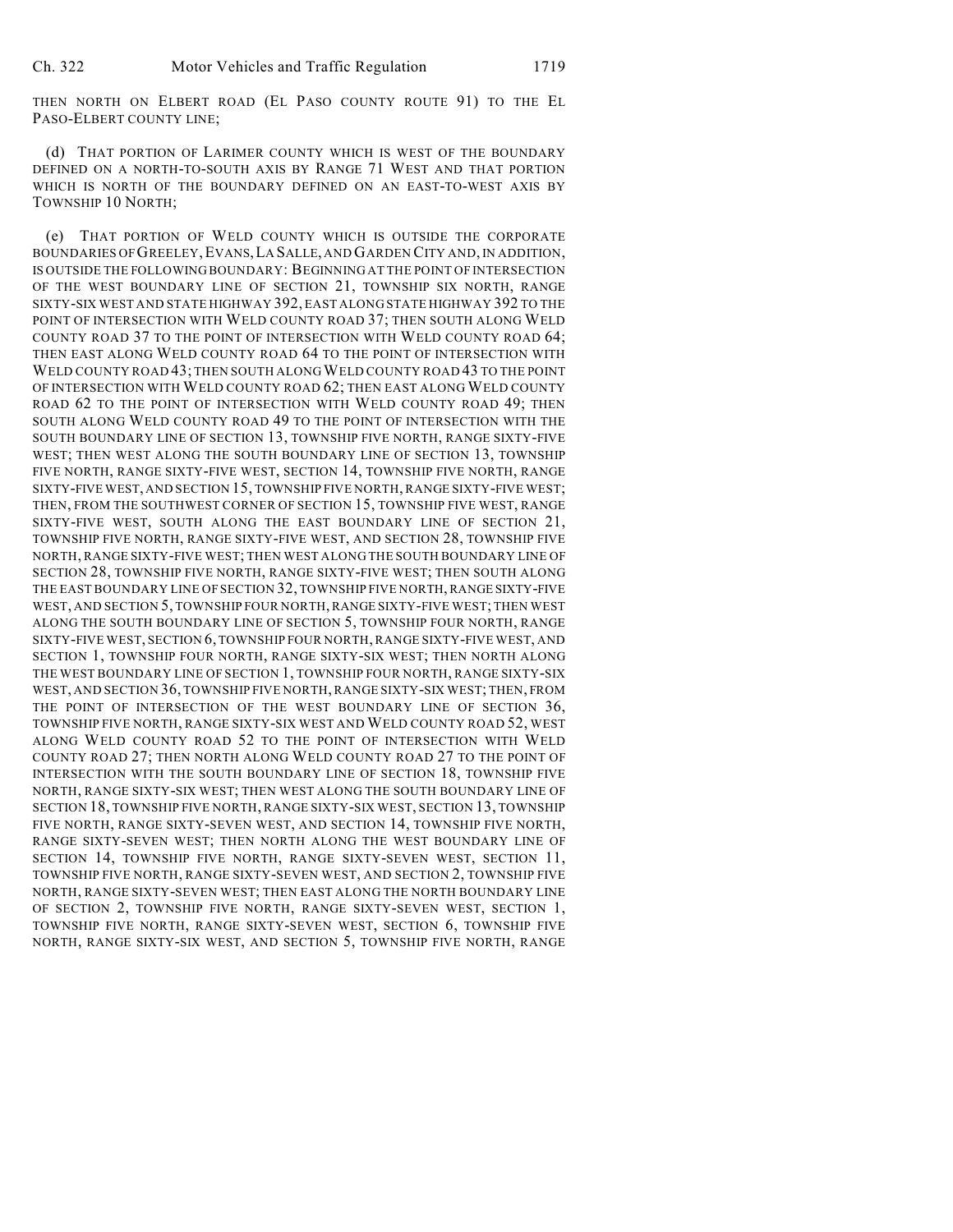THEN NORTH ON ELBERT ROAD (EL PASO COUNTY ROUTE 91) TO THE EL PASO-ELBERT COUNTY LINE;

(d) THAT PORTION OF LARIMER COUNTY WHICH IS WEST OF THE BOUNDARY DEFINED ON A NORTH-TO-SOUTH AXIS BY RANGE 71 WEST AND THAT PORTION WHICH IS NORTH OF THE BOUNDARY DEFINED ON AN EAST-TO-WEST AXIS BY TOWNSHIP 10 NORTH;

(e) THAT PORTION OF WELD COUNTY WHICH IS OUTSIDE THE CORPORATE BOUNDARIES OF GREELEY, EVANS, LA SALLE, AND GARDEN CITY AND, IN ADDITION, IS OUTSIDE THE FOLLOWING BOUNDARY: BEGINNING AT THE POINT OF INTERSECTION OF THE WEST BOUNDARY LINE OF SECTION 21, TOWNSHIP SIX NORTH, RANGE SIXTY-SIX WEST AND STATE HIGHWAY 392, EAST ALONG STATE HIGHWAY 392 TO THE POINT OF INTERSECTION WITH WELD COUNTY ROAD 37; THEN SOUTH ALONG WELD COUNTY ROAD 37 TO THE POINT OF INTERSECTION WITH WELD COUNTY ROAD 64; THEN EAST ALONG WELD COUNTY ROAD 64 TO THE POINT OF INTERSECTION WITH WELD COUNTY ROAD 43; THEN SOUTH ALONG WELD COUNTY ROAD 43 TO THE POINT OF INTERSECTION WITH WELD COUNTY ROAD 62; THEN EAST ALONG WELD COUNTY ROAD 62 TO THE POINT OF INTERSECTION WITH WELD COUNTY ROAD 49; THEN SOUTH ALONG WELD COUNTY ROAD 49 TO THE POINT OF INTERSECTION WITH THE SOUTH BOUNDARY LINE OF SECTION 13, TOWNSHIP FIVE NORTH, RANGE SIXTY-FIVE WEST; THEN WEST ALONG THE SOUTH BOUNDARY LINE OF SECTION 13, TOWNSHIP FIVE NORTH, RANGE SIXTY-FIVE WEST, SECTION 14, TOWNSHIP FIVE NORTH, RANGE SIXTY-FIVE WEST, AND SECTION 15, TOWNSHIP FIVE NORTH, RANGE SIXTY-FIVE WEST; THEN, FROM THE SOUTHWEST CORNER OF SECTION 15, TOWNSHIP FIVE WEST, RANGE SIXTY-FIVE WEST, SOUTH ALONG THE EAST BOUNDARY LINE OF SECTION 21, TOWNSHIP FIVE NORTH, RANGE SIXTY-FIVE WEST, AND SECTION 28, TOWNSHIP FIVE NORTH, RANGE SIXTY-FIVE WEST; THEN WEST ALONG THE SOUTH BOUNDARY LINE OF SECTION 28, TOWNSHIP FIVE NORTH, RANGE SIXTY-FIVE WEST; THEN SOUTH ALONG THE EAST BOUNDARY LINE OF SECTION 32, TOWNSHIP FIVE NORTH, RANGE SIXTY-FIVE WEST, AND SECTION 5, TOWNSHIP FOUR NORTH, RANGE SIXTY-FIVE WEST; THEN WEST ALONG THE SOUTH BOUNDARY LINE OF SECTION 5, TOWNSHIP FOUR NORTH, RANGE SIXTY-FIVE WEST, SECTION 6, TOWNSHIP FOUR NORTH, RANGE SIXTY-FIVE WEST, AND SECTION 1, TOWNSHIP FOUR NORTH, RANGE SIXTY-SIX WEST; THEN NORTH ALONG THE WEST BOUNDARY LINE OF SECTION 1, TOWNSHIP FOUR NORTH, RANGE SIXTY-SIX WEST, AND SECTION 36, TOWNSHIP FIVE NORTH, RANGE SIXTY-SIX WEST; THEN, FROM THE POINT OF INTERSECTION OF THE WEST BOUNDARY LINE OF SECTION 36, TOWNSHIP FIVE NORTH, RANGE SIXTY-SIX WEST AND WELD COUNTY ROAD 52, WEST ALONG WELD COUNTY ROAD 52 TO THE POINT OF INTERSECTION WITH WELD COUNTY ROAD 27; THEN NORTH ALONG WELD COUNTY ROAD 27 TO THE POINT OF INTERSECTION WITH THE SOUTH BOUNDARY LINE OF SECTION 18, TOWNSHIP FIVE NORTH, RANGE SIXTY-SIX WEST; THEN WEST ALONG THE SOUTH BOUNDARY LINE OF SECTION 18, TOWNSHIP FIVE NORTH, RANGE SIXTY-SIX WEST, SECTION 13, TOWNSHIP FIVE NORTH, RANGE SIXTY-SEVEN WEST, AND SECTION 14, TOWNSHIP FIVE NORTH, RANGE SIXTY-SEVEN WEST; THEN NORTH ALONG THE WEST BOUNDARY LINE OF SECTION 14, TOWNSHIP FIVE NORTH, RANGE SIXTY-SEVEN WEST, SECTION 11, TOWNSHIP FIVE NORTH, RANGE SIXTY-SEVEN WEST, AND SECTION 2, TOWNSHIP FIVE NORTH, RANGE SIXTY-SEVEN WEST; THEN EAST ALONG THE NORTH BOUNDARY LINE OF SECTION 2, TOWNSHIP FIVE NORTH, RANGE SIXTY-SEVEN WEST, SECTION 1, TOWNSHIP FIVE NORTH, RANGE SIXTY-SEVEN WEST, SECTION 6, TOWNSHIP FIVE NORTH, RANGE SIXTY-SIX WEST, AND SECTION 5, TOWNSHIP FIVE NORTH, RANGE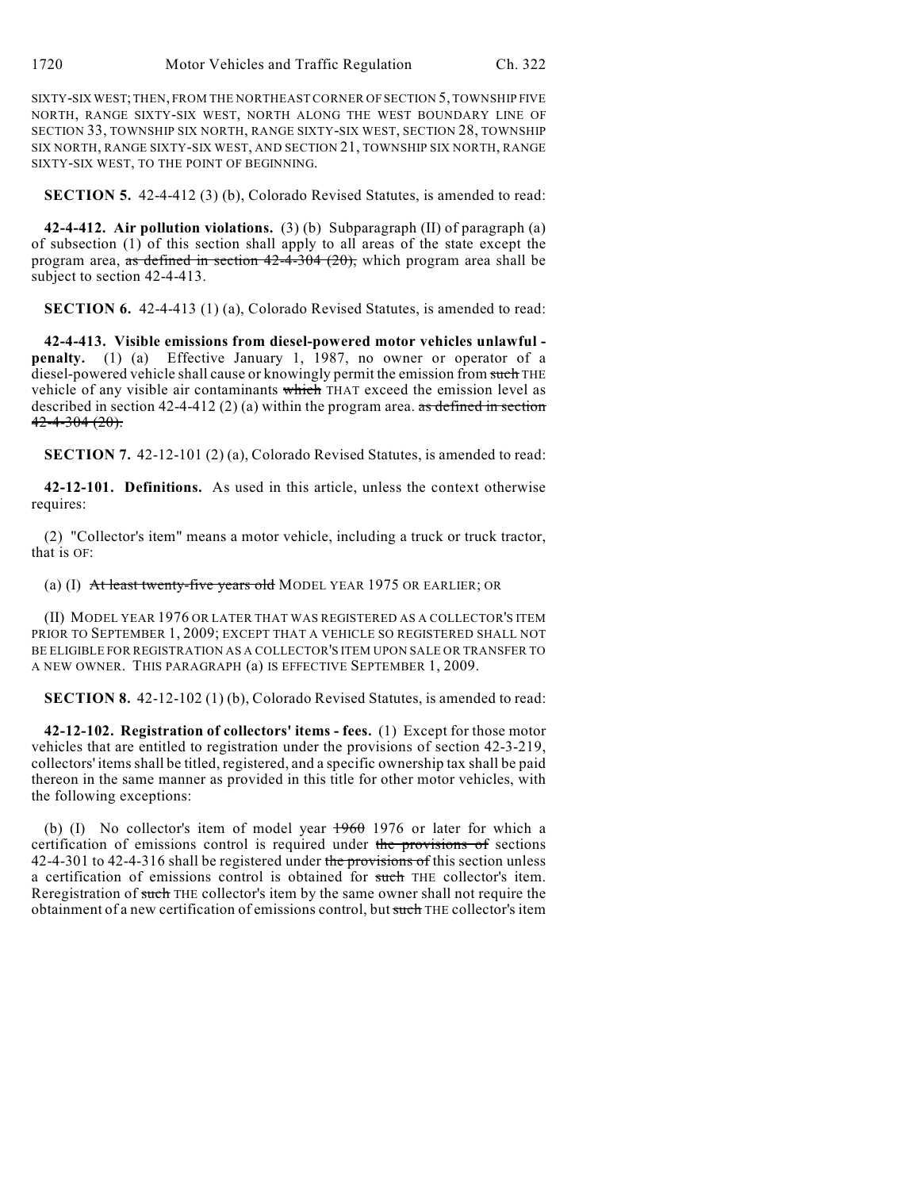SIXTY-SIX WEST; THEN, FROM THE NORTHEAST CORNER OF SECTION 5, TOWNSHIP FIVE NORTH, RANGE SIXTY-SIX WEST, NORTH ALONG THE WEST BOUNDARY LINE OF SECTION 33, TOWNSHIP SIX NORTH, RANGE SIXTY-SIX WEST, SECTION 28, TOWNSHIP SIX NORTH, RANGE SIXTY-SIX WEST, AND SECTION 21, TOWNSHIP SIX NORTH, RANGE SIXTY-SIX WEST, TO THE POINT OF BEGINNING.

**SECTION 5.** 42-4-412 (3) (b), Colorado Revised Statutes, is amended to read:

**42-4-412. Air pollution violations.** (3) (b) Subparagraph (II) of paragraph (a) of subsection (1) of this section shall apply to all areas of the state except the program area, ~~as defined in section 42-4-304 (20),~~ which program area shall be subject to section 42-4-413.

**SECTION 6.** 42-4-413 (1) (a), Colorado Revised Statutes, is amended to read:

**42-4-413. Visible emissions from diesel-powered motor vehicles unlawful - penalty.** (1) (a) Effective January 1, 1987, no owner or operator of a diesel-powered vehicle shall cause or knowingly permit the emission from ~~such~~ THE vehicle of any visible air contaminants ~~which~~ THAT exceed the emission level as described in section 42-4-412 (2) (a) within the program area. ~~as defined in section 42-4-304 (20).~~

**SECTION 7.** 42-12-101 (2) (a), Colorado Revised Statutes, is amended to read:

**42-12-101. Definitions.** As used in this article, unless the context otherwise requires:

(2) "Collector's item" means a motor vehicle, including a truck or truck tractor, that is OF:

(a) (I) ~~At least twenty-five years old~~ MODEL YEAR 1975 OR EARLIER; OR

(II) MODEL YEAR 1976 OR LATER THAT WAS REGISTERED AS A COLLECTOR'S ITEM PRIOR TO SEPTEMBER 1, 2009; EXCEPT THAT A VEHICLE SO REGISTERED SHALL NOT BE ELIGIBLE FOR REGISTRATION AS A COLLECTOR'S ITEM UPON SALE OR TRANSFER TO A NEW OWNER. THIS PARAGRAPH (a) IS EFFECTIVE SEPTEMBER 1, 2009.

**SECTION 8.** 42-12-102 (1) (b), Colorado Revised Statutes, is amended to read:

**42-12-102. Registration of collectors' items - fees.** (1) Except for those motor vehicles that are entitled to registration under the provisions of section 42-3-219, collectors' items shall be titled, registered, and a specific ownership tax shall be paid thereon in the same manner as provided in this title for other motor vehicles, with the following exceptions:

(b) (I) No collector's item of model year ~~1960~~ 1976 or later for which a certification of emissions control is required under ~~the provisions of~~ sections 42-4-301 to 42-4-316 shall be registered under ~~the provisions of~~ this section unless a certification of emissions control is obtained for ~~such~~ THE collector's item. Reregistration of ~~such~~ THE collector's item by the same owner shall not require the obtainment of a new certification of emissions control, but ~~such~~ THE collector's item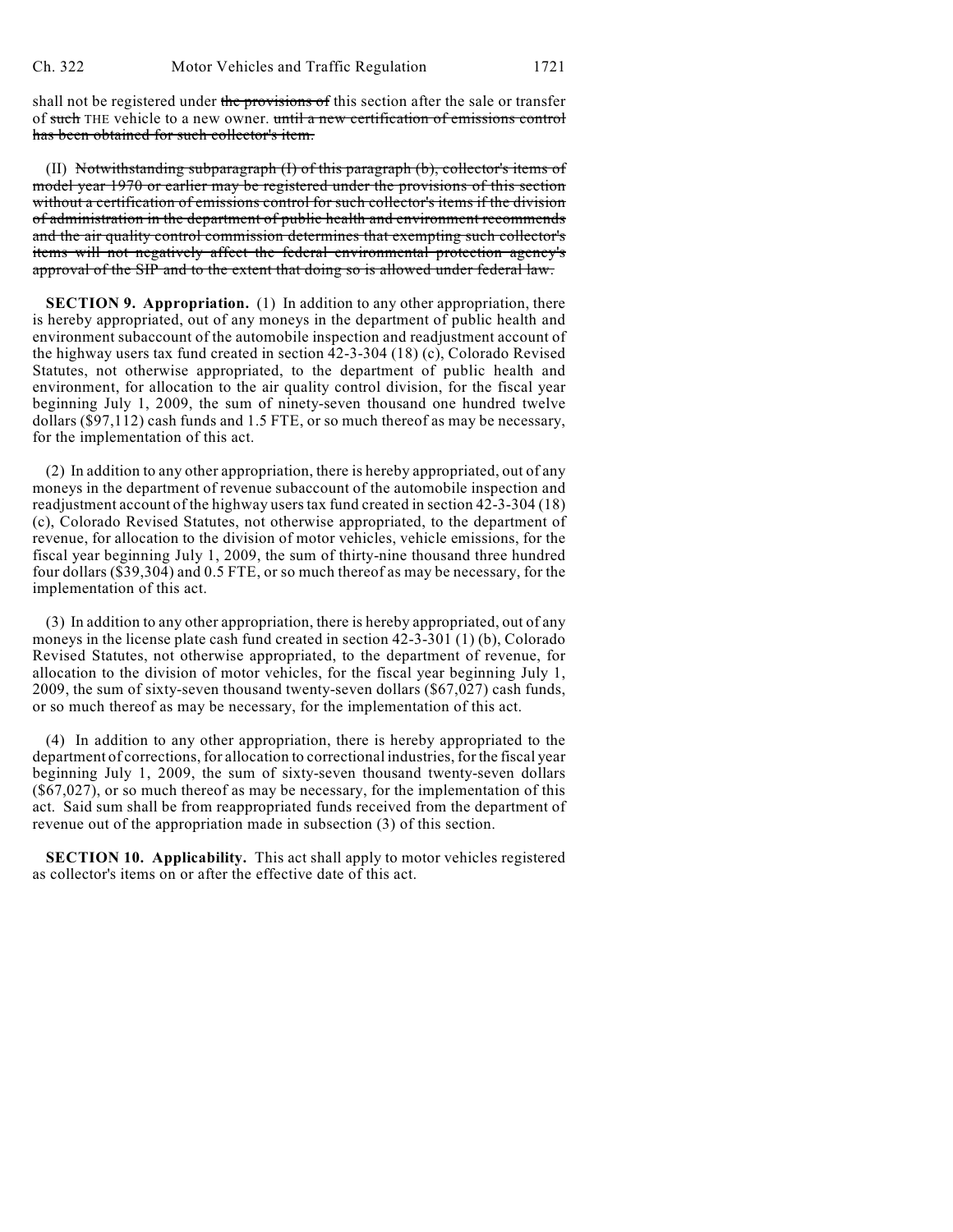shall not be registered under ~~the provisions of~~ this section after the sale or transfer of ~~such~~ THE vehicle to a new owner. ~~until a new certification of emissions control has been obtained for such collector's item.~~

(II) ~~Notwithstanding subparagraph (I) of this paragraph (b), collector's items of model year 1970 or earlier may be registered under the provisions of this section without a certification of emissions control for such collector's items if the division of administration in the department of public health and environment recommends and the air quality control commission determines that exempting such collector's items will not negatively affect the federal environmental protection agency's approval of the SIP and to the extent that doing so is allowed under federal law.~~

**SECTION 9. Appropriation.** (1) In addition to any other appropriation, there is hereby appropriated, out of any moneys in the department of public health and environment subaccount of the automobile inspection and readjustment account of the highway users tax fund created in section 42-3-304 (18) (c), Colorado Revised Statutes, not otherwise appropriated, to the department of public health and environment, for allocation to the air quality control division, for the fiscal year beginning July 1, 2009, the sum of ninety-seven thousand one hundred twelve dollars ($97,112) cash funds and 1.5 FTE, or so much thereof as may be necessary, for the implementation of this act.

(2) In addition to any other appropriation, there is hereby appropriated, out of any moneys in the department of revenue subaccount of the automobile inspection and readjustment account of the highway users tax fund created in section 42-3-304 (18) (c), Colorado Revised Statutes, not otherwise appropriated, to the department of revenue, for allocation to the division of motor vehicles, vehicle emissions, for the fiscal year beginning July 1, 2009, the sum of thirty-nine thousand three hundred four dollars ($39,304) and 0.5 FTE, or so much thereof as may be necessary, for the implementation of this act.

(3) In addition to any other appropriation, there is hereby appropriated, out of any moneys in the license plate cash fund created in section 42-3-301 (1) (b), Colorado Revised Statutes, not otherwise appropriated, to the department of revenue, for allocation to the division of motor vehicles, for the fiscal year beginning July 1, 2009, the sum of sixty-seven thousand twenty-seven dollars ($67,027) cash funds, or so much thereof as may be necessary, for the implementation of this act.

(4) In addition to any other appropriation, there is hereby appropriated to the department of corrections, for allocation to correctional industries, for the fiscal year beginning July 1, 2009, the sum of sixty-seven thousand twenty-seven dollars ($67,027), or so much thereof as may be necessary, for the implementation of this act. Said sum shall be from reappropriated funds received from the department of revenue out of the appropriation made in subsection (3) of this section.

**SECTION 10. Applicability.** This act shall apply to motor vehicles registered as collector's items on or after the effective date of this act.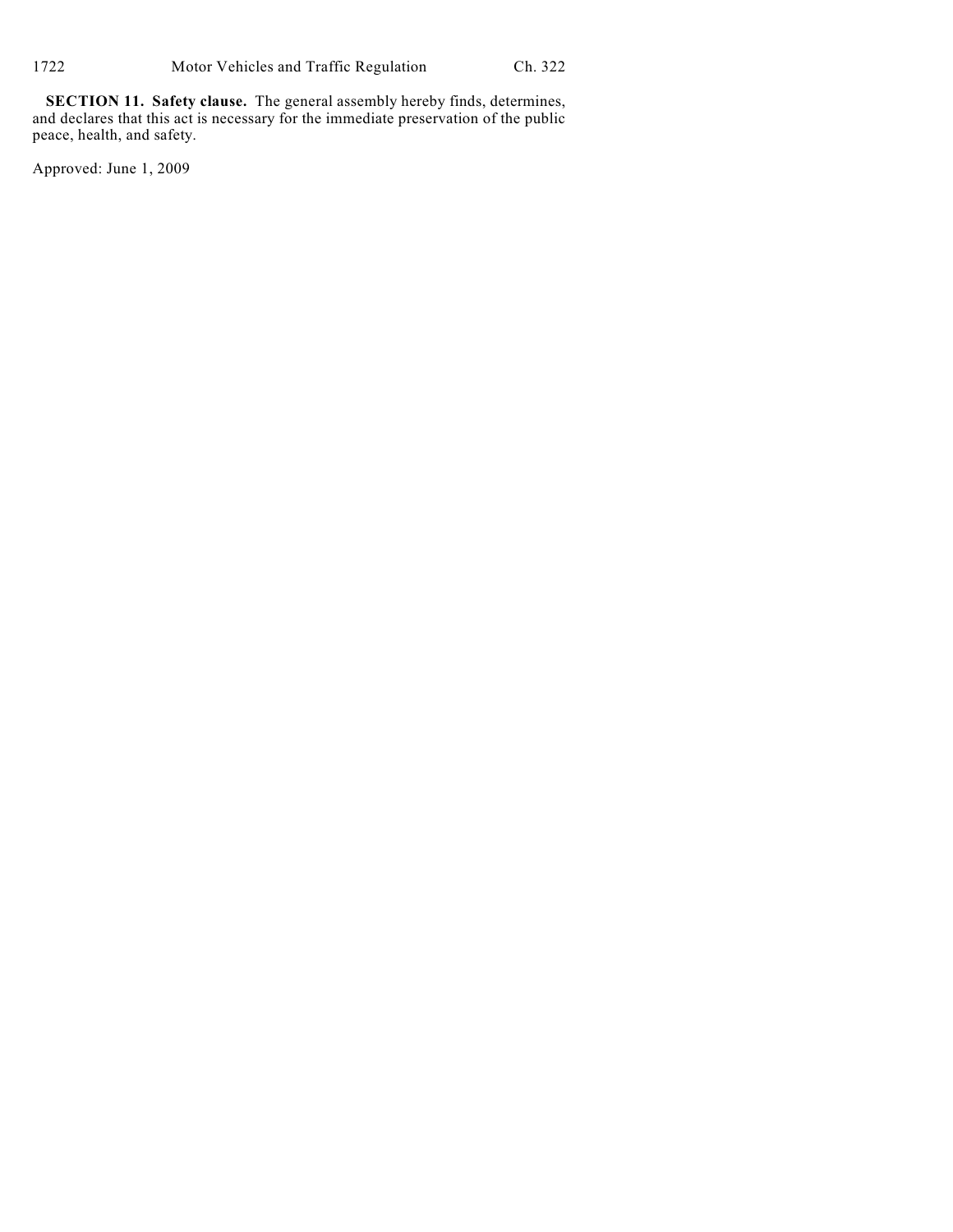**SECTION 11. Safety clause.** The general assembly hereby finds, determines, and declares that this act is necessary for the immediate preservation of the public peace, health, and safety.

Approved: June 1, 2009